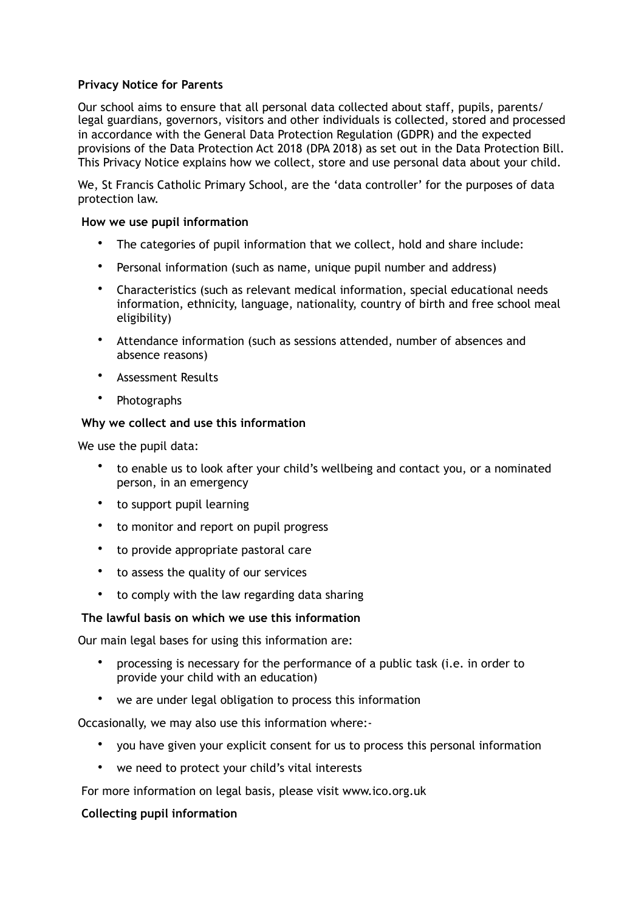**Privacy Notice for Parents**

Our school aims to ensure that all personal data collected about staff, pupils, parents/ legal guardians, governors, visitors and other individuals is collected, stored and processed in accordance with the General Data Protection Regulation (GDPR) and the expected provisions of the Data Protection Act 2018 (DPA 2018) as set out in the Data Protection Bill. This Privacy Notice explains how we collect, store and use personal data about your child.

We, St Francis Catholic Primary School, are the 'data controller' for the purposes of data protection law.

**How we use pupil information**

- The categories of pupil information that we collect, hold and share include:
- Personal information (such as name, unique pupil number and address)
- Characteristics (such as relevant medical information, special educational needs information, ethnicity, language, nationality, country of birth and free school meal eligibility)
- Attendance information (such as sessions attended, number of absences and absence reasons)
- Assessment Results
- Photographs

**Why we collect and use this information**

We use the pupil data:

- to enable us to look after your child's wellbeing and contact you, or a nominated person, in an emergency
- to support pupil learning
- to monitor and report on pupil progress
- to provide appropriate pastoral care
- to assess the quality of our services
- to comply with the law regarding data sharing

**The lawful basis on which we use this information**

Our main legal bases for using this information are:

- processing is necessary for the performance of a public task (i.e. in order to provide your child with an education)
- we are under legal obligation to process this information

Occasionally, we may also use this information where:-

- you have given your explicit consent for us to process this personal information
- we need to protect your child's vital interests

For more information on legal basis, please visit www.ico.org.uk

**Collecting pupil information**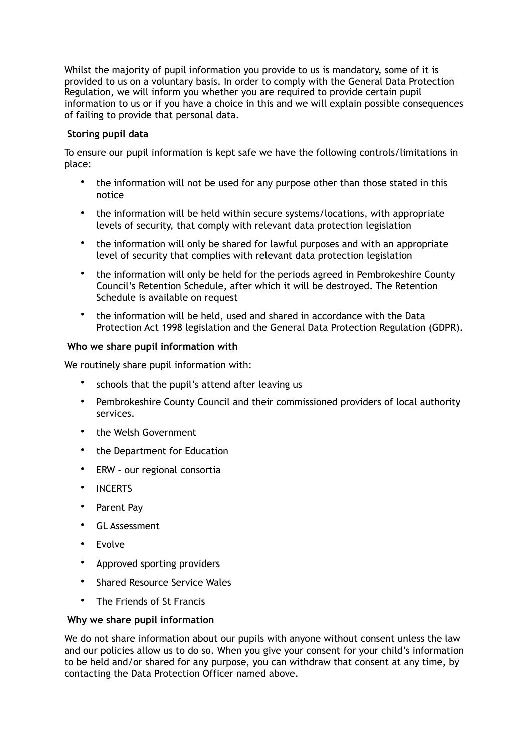Whilst the majority of pupil information you provide to us is mandatory, some of it is provided to us on a voluntary basis. In order to comply with the General Data Protection Regulation, we will inform you whether you are required to provide certain pupil information to us or if you have a choice in this and we will explain possible consequences of failing to provide that personal data.

**Storing pupil data**

To ensure our pupil information is kept safe we have the following controls/limitations in place:

- the information will not be used for any purpose other than those stated in this notice
- the information will be held within secure systems/locations, with appropriate levels of security, that comply with relevant data protection legislation
- the information will only be shared for lawful purposes and with an appropriate level of security that complies with relevant data protection legislation
- the information will only be held for the periods agreed in Pembrokeshire County Council's Retention Schedule, after which it will be destroyed. The Retention Schedule is available on request
- the information will be held, used and shared in accordance with the Data Protection Act 1998 legislation and the General Data Protection Regulation (GDPR).

**Who we share pupil information with**

We routinely share pupil information with:

- schools that the pupil's attend after leaving us
- Pembrokeshire County Council and their commissioned providers of local authority services.
- the Welsh Government
- the Department for Education
- ERW – our regional consortia
- INCERTS
- Parent Pay
- GL Assessment
- Evolve
- Approved sporting providers
- Shared Resource Service Wales
- The Friends of St Francis

**Why we share pupil information**

We do not share information about our pupils with anyone without consent unless the law and our policies allow us to do so. When you give your consent for your child's information to be held and/or shared for any purpose, you can withdraw that consent at any time, by contacting the Data Protection Officer named above.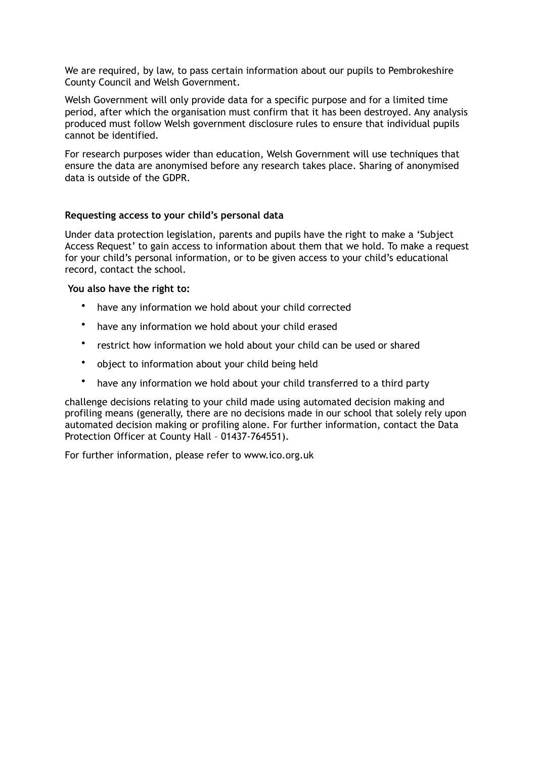We are required, by law, to pass certain information about our pupils to Pembrokeshire County Council and Welsh Government.

Welsh Government will only provide data for a specific purpose and for a limited time period, after which the organisation must confirm that it has been destroyed. Any analysis produced must follow Welsh government disclosure rules to ensure that individual pupils cannot be identified.

For research purposes wider than education, Welsh Government will use techniques that ensure the data are anonymised before any research takes place. Sharing of anonymised data is outside of the GDPR.

**Requesting access to your child's personal data**

Under data protection legislation, parents and pupils have the right to make a 'Subject Access Request' to gain access to information about them that we hold. To make a request for your child's personal information, or to be given access to your child's educational record, contact the school.

**You also have the right to:**

- have any information we hold about your child corrected
- have any information we hold about your child erased
- restrict how information we hold about your child can be used or shared
- object to information about your child being held
- have any information we hold about your child transferred to a third party

challenge decisions relating to your child made using automated decision making and profiling means (generally, there are no decisions made in our school that solely rely upon automated decision making or profiling alone. For further information, contact the Data Protection Officer at County Hall – 01437-764551).

For further information, please refer to www.ico.org.uk